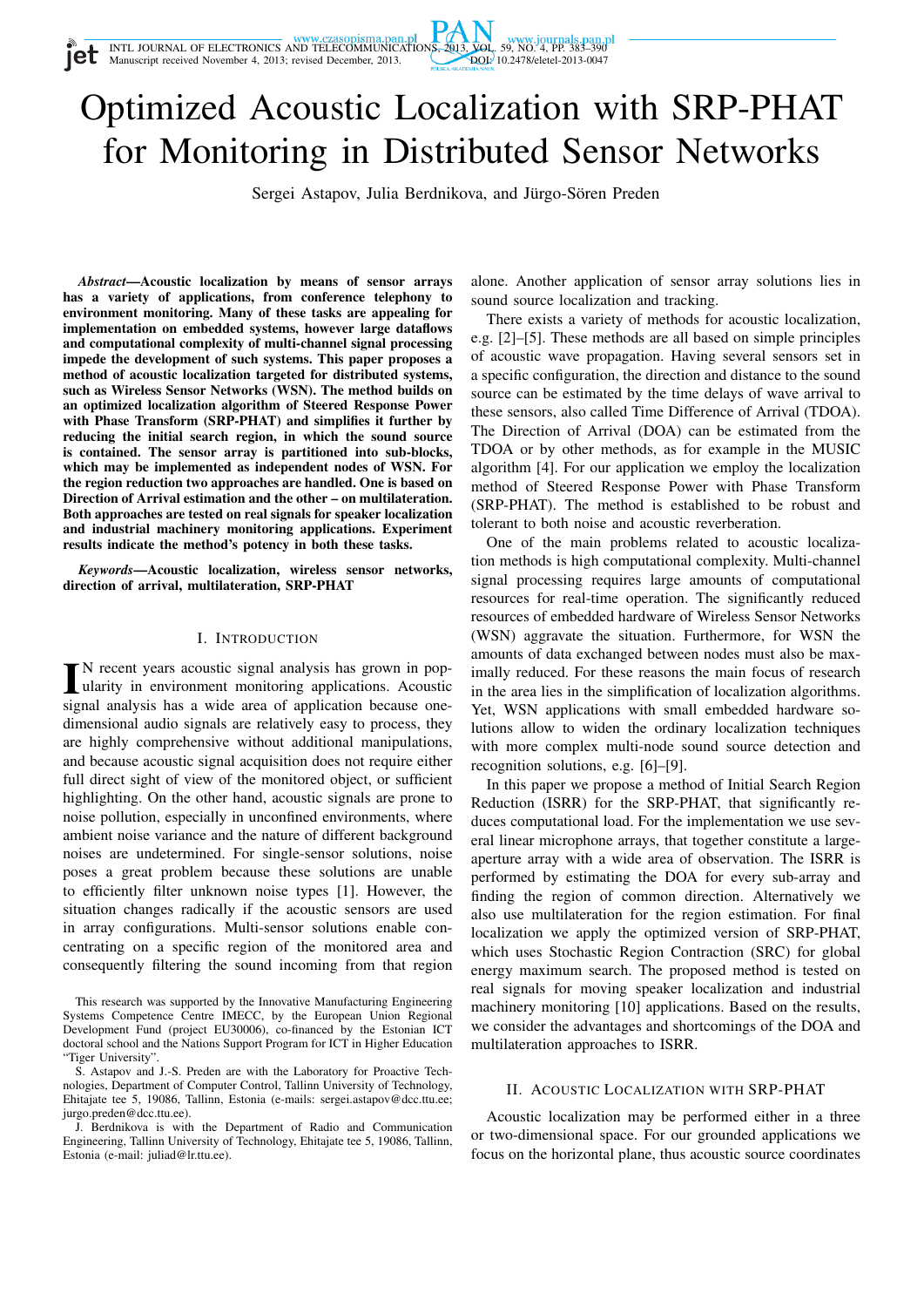# Optimized Acoustic Localization with SRP-PHAT for Monitoring in Distributed Sensor Networks

Sergei Astapov, Julia Berdnikova, and Jürgo-Sören Preden

***Abstract*—Acoustic localization by means of sensor arrays has a variety of applications, from conference telephony to environment monitoring. Many of these tasks are appealing for implementation on embedded systems, however large dataflows and computational complexity of multi-channel signal processing impede the development of such systems. This paper proposes a method of acoustic localization targeted for distributed systems, such as Wireless Sensor Networks (WSN). The method builds on an optimized localization algorithm of Steered Response Power with Phase Transform (SRP-PHAT) and simplifies it further by reducing the initial search region, in which the sound source is contained. The sensor array is partitioned into sub-blocks, which may be implemented as independent nodes of WSN. For the region reduction two approaches are handled. One is based on Direction of Arrival estimation and the other – on multilateration. Both approaches are tested on real signals for speaker localization and industrial machinery monitoring applications. Experiment results indicate the method's potency in both these tasks.**

***Keywords*—Acoustic localization, wireless sensor networks, direction of arrival, multilateration, SRP-PHAT**

## I. Introduction

In recent years acoustic signal analysis has grown in popularity in environment monitoring applications. Acoustic signal analysis has a wide area of application because one-dimensional audio signals are relatively easy to process, they are highly comprehensive without additional manipulations, and because acoustic signal acquisition does not require either full direct sight of view of the monitored object, or sufficient highlighting. On the other hand, acoustic signals are prone to noise pollution, especially in unconfined environments, where ambient noise variance and the nature of different background noises are undetermined. For single-sensor solutions, noise poses a great problem because these solutions are unable to efficiently filter unknown noise types [1]. However, the situation changes radically if the acoustic sensors are used in array configurations. Multi-sensor solutions enable concentrating on a specific region of the monitored area and consequently filtering the sound incoming from that region alone. Another application of sensor array solutions lies in sound source localization and tracking.

There exists a variety of methods for acoustic localization, e.g. [2]–[5]. These methods are all based on simple principles of acoustic wave propagation. Having several sensors set in a specific configuration, the direction and distance to the sound source can be estimated by the time delays of wave arrival to these sensors, also called Time Difference of Arrival (TDOA). The Direction of Arrival (DOA) can be estimated from the TDOA or by other methods, as for example in the MUSIC algorithm [4]. For our application we employ the localization method of Steered Response Power with Phase Transform (SRP-PHAT). The method is established to be robust and tolerant to both noise and acoustic reverberation.

One of the main problems related to acoustic localization methods is high computational complexity. Multi-channel signal processing requires large amounts of computational resources for real-time operation. The significantly reduced resources of embedded hardware of Wireless Sensor Networks (WSN) aggravate the situation. Furthermore, for WSN the amounts of data exchanged between nodes must also be maximally reduced. For these reasons the main focus of research in the area lies in the simplification of localization algorithms. Yet, WSN applications with small embedded hardware solutions allow to widen the ordinary localization techniques with more complex multi-node sound source detection and recognition solutions, e.g. [6]–[9].

In this paper we propose a method of Initial Search Region Reduction (ISRR) for the SRP-PHAT, that significantly reduces computational load. For the implementation we use several linear microphone arrays, that together constitute a large-aperture array with a wide area of observation. The ISRR is performed by estimating the DOA for every sub-array and finding the region of common direction. Alternatively we also use multilateration for the region estimation. For final localization we apply the optimized version of SRP-PHAT, which uses Stochastic Region Contraction (SRC) for global energy maximum search. The proposed method is tested on real signals for moving speaker localization and industrial machinery monitoring [10] applications. Based on the results, we consider the advantages and shortcomings of the DOA and multilateration approaches to ISRR.

## II. Acoustic Localization with SRP-PHAT

Acoustic localization may be performed either in a three or two-dimensional space. For our grounded applications we focus on the horizontal plane, thus acoustic source coordinates

---

This research was supported by the Innovative Manufacturing Engineering Systems Competence Centre IMECC, by the European Union Regional Development Fund (project EU30006), co-financed by the Estonian ICT doctoral school and the Nations Support Program for ICT in Higher Education "Tiger University".

S. Astapov and J.-S. Preden are with the Laboratory for Proactive Technologies, Department of Computer Control, Tallinn University of Technology, Ehitajate tee 5, 19086, Tallinn, Estonia (e-mails: sergei.astapov@dcc.ttu.ee; jurgo.preden@dcc.ttu.ee).

J. Berdnikova is with the Department of Radio and Communication Engineering, Tallinn University of Technology, Ehitajate tee 5, 19086, Tallinn, Estonia (e-mail: juliad@lr.ttu.ee).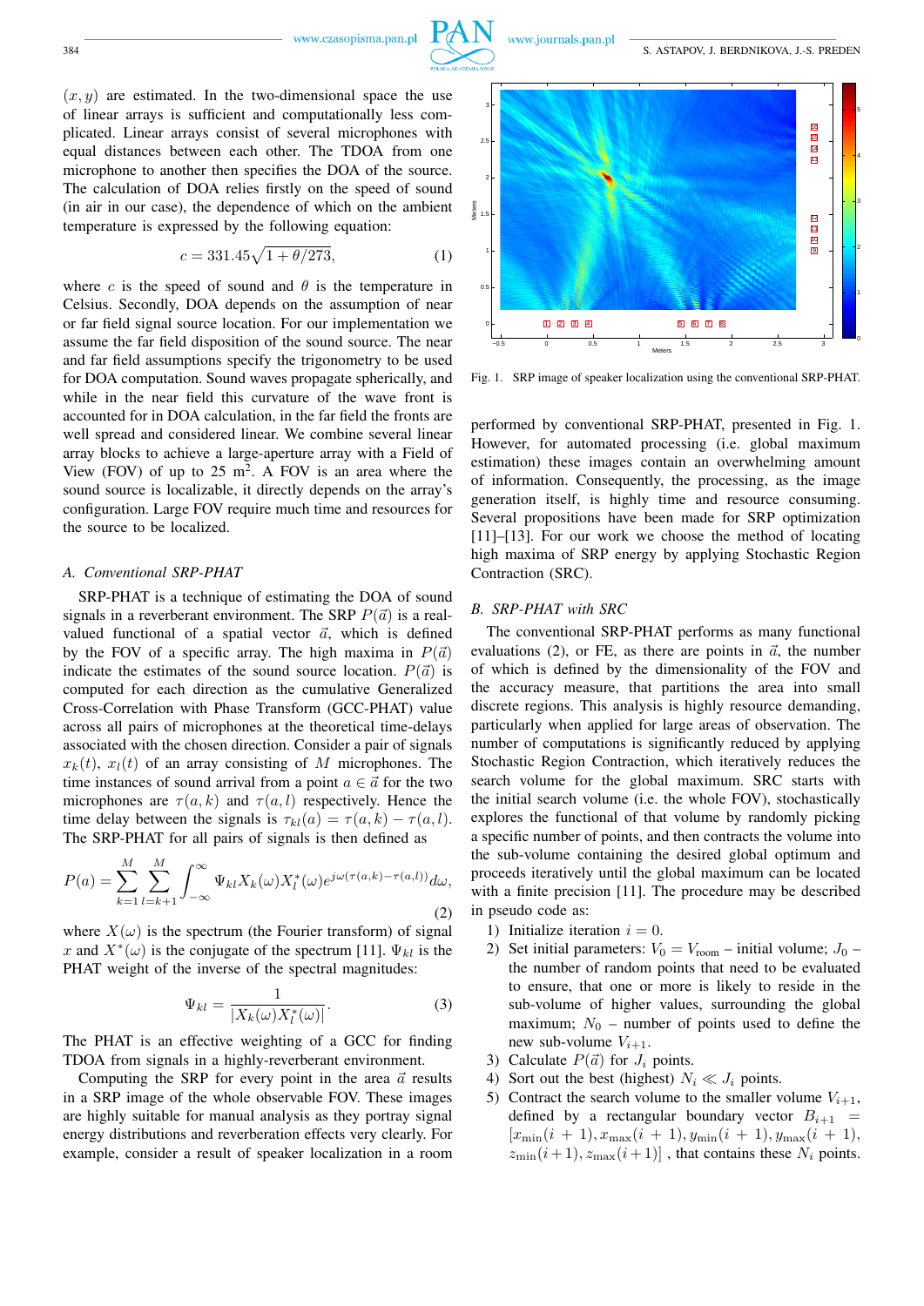$(x, y)$ are estimated. In the two-dimensional space the use of linear arrays is sufficient and computationally less complicated. Linear arrays consist of several microphones with equal distances between each other. The TDOA from one microphone to another then specifies the DOA of the source. The calculation of DOA relies firstly on the speed of sound (in air in our case), the dependence of which on the ambient temperature is expressed by the following equation:

$$c = 331.45\sqrt{1 + \theta/273}, \tag{1}$$

where $c$ is the speed of sound and $\theta$ is the temperature in Celsius. Secondly, DOA depends on the assumption of near or far field signal source location. For our implementation we assume the far field disposition of the sound source. The near and far field assumptions specify the trigonometry to be used for DOA computation. Sound waves propagate spherically, and while in the near field this curvature of the wave front is accounted for in DOA calculation, in the far field the fronts are well spread and considered linear. We combine several linear array blocks to achieve a large-aperture array with a Field of View (FOV) of up to 25 $m^2$. A FOV is an area where the sound source is localizable, it directly depends on the array's configuration. Large FOV require much time and resources for the source to be localized.

### A. Conventional SRP-PHAT

SRP-PHAT is a technique of estimating the DOA of sound signals in a reverberant environment. The SRP $P(\vec{a})$ is a real-valued functional of a spatial vector $\vec{a}$, which is defined by the FOV of a specific array. The high maxima in $P(\vec{a})$ indicate the estimates of the sound source location. $P(\vec{a})$ is computed for each direction as the cumulative Generalized Cross-Correlation with Phase Transform (GCC-PHAT) value across all pairs of microphones at the theoretical time-delays associated with the chosen direction. Consider a pair of signals $x_k(t)$, $x_l(t)$ of an array consisting of $M$ microphones. The time instances of sound arrival from a point $a \in \vec{a}$ for the two microphones are $\tau(a, k)$ and $\tau(a, l)$ respectively. Hence the time delay between the signals is $\tau_{kl}(a) = \tau(a, k) - \tau(a, l)$. The SRP-PHAT for all pairs of signals is then defined as

$$P(a) = \sum_{k=1}^{M} \sum_{l=k+1}^{M} \int_{-\infty}^{\infty} \Psi_{kl} X_k(\omega) X_l^*(\omega) e^{j\omega(\tau(a,k)-\tau(a,l))} d\omega, \tag{2}$$

where $X(\omega)$ is the spectrum (the Fourier transform) of signal $x$ and $X^*(\omega)$ is the conjugate of the spectrum [11]. $\Psi_{kl}$ is the PHAT weight of the inverse of the spectral magnitudes:

$$\Psi_{kl} = \frac{1}{|X_k(\omega) X_l^*(\omega)|}. \tag{3}$$

The PHAT is an effective weighting of a GCC for finding TDOA from signals in a highly-reverberant environment.

Computing the SRP for every point in the area $\vec{a}$ results in a SRP image of the whole observable FOV. These images are highly suitable for manual analysis as they portray signal energy distributions and reverberation effects very clearly. For example, consider a result of speaker localization in a room performed by conventional SRP-PHAT, presented in Fig. 1. However, for automated processing (i.e. global maximum estimation) these images contain an overwhelming amount of information. Consequently, the processing, as the image generation itself, is highly time and resource consuming. Several propositions have been made for SRP optimization [11]–[13]. For our work we choose the method of locating high maxima of SRP energy by applying Stochastic Region Contraction (SRC).

Fig. 1. SRP image of speaker localization using the conventional SRP-PHAT.

### B. SRP-PHAT with SRC

The conventional SRP-PHAT performs as many functional evaluations (2), or FE, as there are points in $\vec{a}$, the number of which is defined by the dimensionality of the FOV and the accuracy measure, that partitions the area into small discrete regions. This analysis is highly resource demanding, particularly when applied for large areas of observation. The number of computations is significantly reduced by applying Stochastic Region Contraction, which iteratively reduces the search volume for the global maximum. SRC starts with the initial search volume (i.e. the whole FOV), stochastically explores the functional of that volume by randomly picking a specific number of points, and then contracts the volume into the sub-volume containing the desired global optimum and proceeds iteratively until the global maximum can be located with a finite precision [11]. The procedure may be described in pseudo code as:

1) Initialize iteration $i = 0$.
2) Set initial parameters: $V_0 = V_{\text{room}}$ – initial volume; $J_0$ – the number of random points that need to be evaluated to ensure, that one or more is likely to reside in the sub-volume of higher values, surrounding the global maximum; $N_0$ – number of points used to define the new sub-volume $V_{i+1}$.
3) Calculate $P(\vec{a})$ for $J_i$ points.
4) Sort out the best (highest) $N_i \ll J_i$ points.
5) Contract the search volume to the smaller volume $V_{i+1}$, defined by a rectangular boundary vector $B_{i+1} = [x_{\min}(i+1), x_{\max}(i+1), y_{\min}(i+1), y_{\max}(i+1), z_{\min}(i+1), z_{\max}(i+1)]$, that contains these $N_i$ points.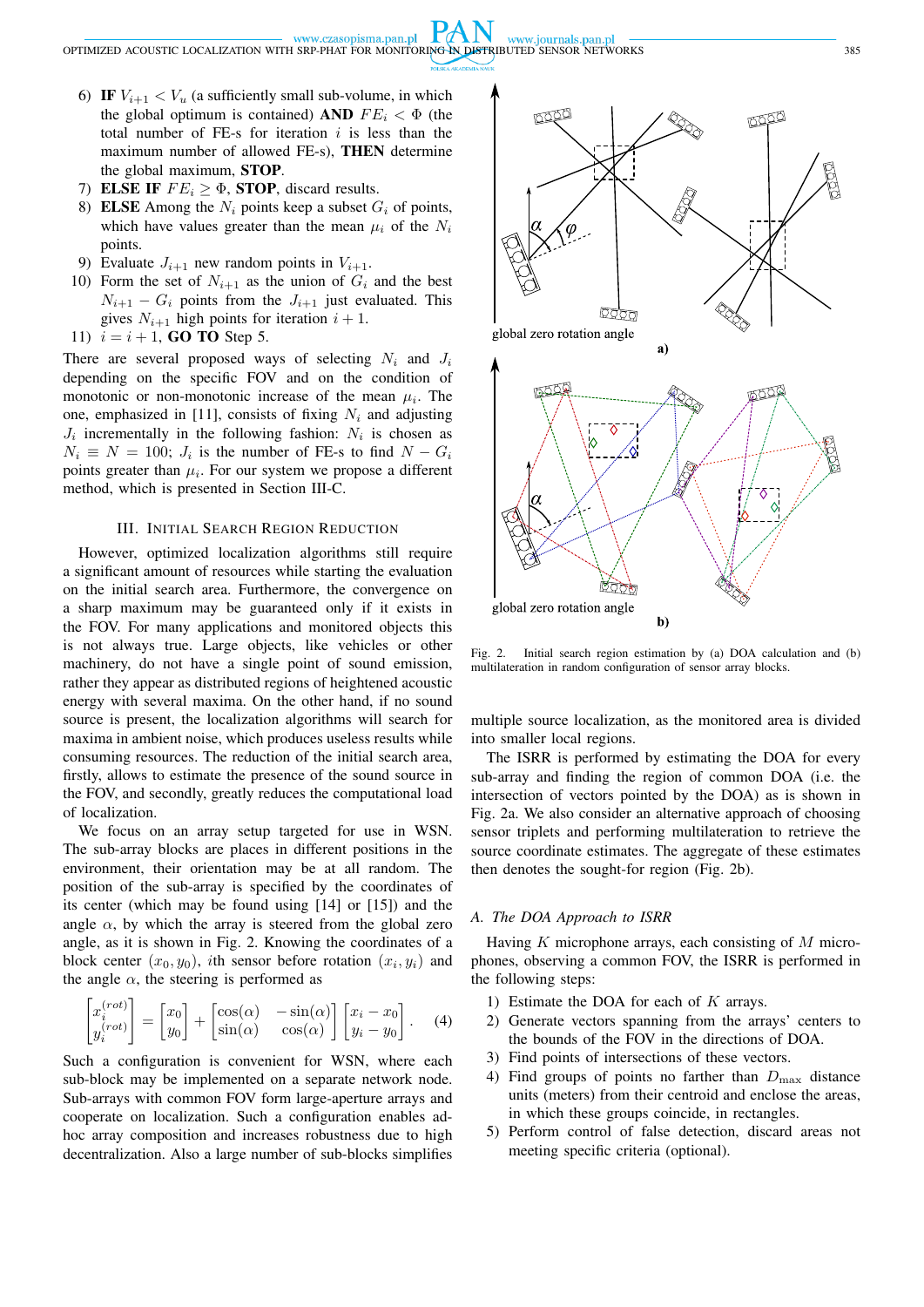6) **IF** $V_{i+1} < V_u$ (a sufficiently small sub-volume, in which the global optimum is contained) **AND** $FE_i < \Phi$ (the total number of FE-s for iteration $i$ is less than the maximum number of allowed FE-s), **THEN** determine the global maximum, **STOP**.
7) **ELSE IF** $FE_i \geq \Phi$, **STOP**, discard results.
8) **ELSE** Among the $N_i$ points keep a subset $G_i$ of points, which have values greater than the mean $\mu_i$ of the $N_i$ points.
9) Evaluate $J_{i+1}$ new random points in $V_{i+1}$.
10) Form the set of $N_{i+1}$ as the union of $G_i$ and the best $N_{i+1} - G_i$ points from the $J_{i+1}$ just evaluated. This gives $N_{i+1}$ high points for iteration $i + 1$.
11) $i = i + 1$, **GO TO** Step 5.

There are several proposed ways of selecting $N_i$ and $J_i$ depending on the specific FOV and on the condition of monotonic or non-monotonic increase of the mean $\mu_i$. The one, emphasized in [11], consists of fixing $N_i$ and adjusting $J_i$ incrementally in the following fashion: $N_i$ is chosen as $N_i \equiv N = 100$; $J_i$ is the number of FE-s to find $N - G_i$ points greater than $\mu_i$. For our system we propose a different method, which is presented in Section III-C.

## III. Initial Search Region Reduction

However, optimized localization algorithms still require a significant amount of resources while starting the evaluation on the initial search area. Furthermore, the convergence on a sharp maximum may be guaranteed only if it exists in the FOV. For many applications and monitored objects this is not always true. Large objects, like vehicles or other machinery, do not have a single point of sound emission, rather they appear as distributed regions of heightened acoustic energy with several maxima. On the other hand, if no sound source is present, the localization algorithms will search for maxima in ambient noise, which produces useless results while consuming resources. The reduction of the initial search area, firstly, allows to estimate the presence of the sound source in the FOV, and secondly, greatly reduces the computational load of localization.

We focus on an array setup targeted for use in WSN. The sub-array blocks are places in different positions in the environment, their orientation may be at all random. The position of the sub-array is specified by the coordinates of its center (which may be found using [14] or [15]) and the angle $\alpha$, by which the array is steered from the global zero angle, as it is shown in Fig. 2. Knowing the coordinates of a block center $(x_0, y_0)$, $i$th sensor before rotation $(x_i, y_i)$ and the angle $\alpha$, the steering is performed as

$$\begin{bmatrix} x_i^{(rot)} \\ y_i^{(rot)} \end{bmatrix} = \begin{bmatrix} x_0 \\ y_0 \end{bmatrix} + \begin{bmatrix} \cos(\alpha) & -\sin(\alpha) \\ \sin(\alpha) & \cos(\alpha) \end{bmatrix} \begin{bmatrix} x_i - x_0 \\ y_i - y_0 \end{bmatrix}. \quad (4)$$

Such a configuration is convenient for WSN, where each sub-block may be implemented on a separate network node. Sub-arrays with common FOV form large-aperture arrays and cooperate on localization. Such a configuration enables ad-hoc array composition and increases robustness due to high decentralization. Also a large number of sub-blocks simplifies multiple source localization, as the monitored area is divided into smaller local regions.

Fig. 2. Initial search region estimation by (a) DOA calculation and (b) multilateration in random configuration of sensor array blocks.

The ISRR is performed by estimating the DOA for every sub-array and finding the region of common DOA (i.e. the intersection of vectors pointed by the DOA) as is shown in Fig. 2a. We also consider an alternative approach of choosing sensor triplets and performing multilateration to retrieve the source coordinate estimates. The aggregate of these estimates then denotes the sought-for region (Fig. 2b).

### A. The DOA Approach to ISRR

Having $K$ microphone arrays, each consisting of $M$ microphones, observing a common FOV, the ISRR is performed in the following steps:

1) Estimate the DOA for each of $K$ arrays.
2) Generate vectors spanning from the arrays' centers to the bounds of the FOV in the directions of DOA.
3) Find points of intersections of these vectors.
4) Find groups of points no farther than $D_{\max}$ distance units (meters) from their centroid and enclose the areas, in which these groups coincide, in rectangles.
5) Perform control of false detection, discard areas not meeting specific criteria (optional).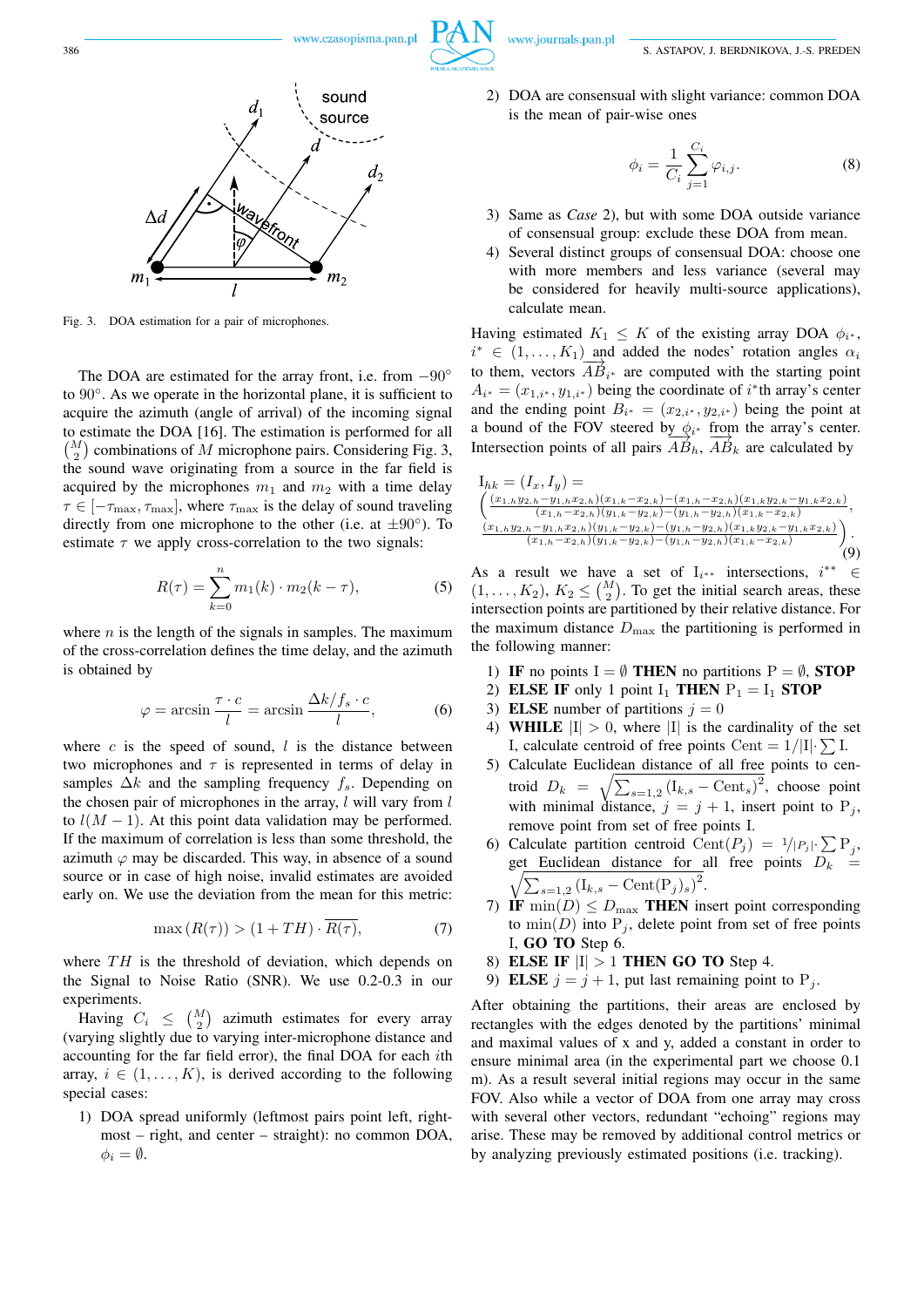Fig. 3. DOA estimation for a pair of microphones.

The DOA are estimated for the array front, i.e. from $-90^\circ$ to $90^\circ$. As we operate in the horizontal plane, it is sufficient to acquire the azimuth (angle of arrival) of the incoming signal to estimate the DOA [16]. The estimation is performed for all $\binom{M}{2}$ combinations of $M$ microphone pairs. Considering Fig. 3, the sound wave originating from a source in the far field is acquired by the microphones $m_1$ and $m_2$ with a time delay $\tau \in [-\tau_{\max}, \tau_{\max}]$, where $\tau_{\max}$ is the delay of sound traveling directly from one microphone to the other (i.e. at $\pm 90^\circ$). To estimate $\tau$ we apply cross-correlation to the two signals:

$$R(\tau) = \sum_{k=0}^{n} m_1(k) \cdot m_2(k - \tau), \tag{5}$$

where $n$ is the length of the signals in samples. The maximum of the cross-correlation defines the time delay, and the azimuth is obtained by

$$\varphi = \arcsin \frac{\tau \cdot c}{l} = \arcsin \frac{\Delta k / f_s \cdot c}{l}, \tag{6}$$

where $c$ is the speed of sound, $l$ is the distance between two microphones and $\tau$ is represented in terms of delay in samples $\Delta k$ and the sampling frequency $f_s$. Depending on the chosen pair of microphones in the array, $l$ will vary from $l$ to $l(M-1)$. At this point data validation may be performed. If the maximum of correlation is less than some threshold, the azimuth $\varphi$ may be discarded. This way, in absence of a sound source or in case of high noise, invalid estimates are avoided early on. We use the deviation from the mean for this metric:

$$\max\left(R(\tau)\right) > (1 + TH) \cdot \overline{R(\tau)}, \tag{7}$$

where $TH$ is the threshold of deviation, which depends on the Signal to Noise Ratio (SNR). We use 0.2-0.3 in our experiments.

Having $C_i \le \binom{M}{2}$ azimuth estimates for every array (varying slightly due to varying inter-microphone distance and accounting for the far field error), the final DOA for each $i$th array, $i \in (1, \dots, K)$, is derived according to the following special cases:

1) DOA spread uniformly (leftmost pairs point left, rightmost – right, and center – straight): no common DOA, $\phi_i = \emptyset$.
2) DOA are consensual with slight variance: common DOA is the mean of pair-wise ones

$$\phi_i = \frac{1}{C_i} \sum_{j=1}^{C_i} \varphi_{i,j}. \tag{8}$$

3) Same as *Case* 2), but with some DOA outside variance of consensual group: exclude these DOA from mean.
4) Several distinct groups of consensual DOA: choose one with more members and less variance (several may be considered for heavily multi-source applications), calculate mean.

Having estimated $K_1 \le K$ of the existing array DOA $\phi_{i^*}$, $i^* \in (1, \dots, K_1)$ and added the nodes' rotation angles $\alpha_i$ to them, vectors $\overrightarrow{AB}_{i^*}$ are computed with the starting point $A_{i^*} = (x_{1,i^*}, y_{1,i^*})$ being the coordinate of $i^*$th array's center and the ending point $B_{i^*} = (x_{2,i^*}, y_{2,i^*})$ being the point at a bound of the FOV steered by $\phi_{i^*}$ from the array's center. Intersection points of all pairs $\overrightarrow{AB}_h$, $\overrightarrow{AB}_k$ are calculated by

$$\mathrm{I}_{hk} = (I_x, I_y) = \left( \frac{(x_{1,h}y_{2,h} - y_{1,h}x_{2,h})(x_{1,k} - x_{2,k}) - (x_{1,h} - x_{2,h})(x_{1,k}y_{2,k} - y_{1,k}x_{2,k})}{(x_{1,h} - x_{2,h})(y_{1,k} - y_{2,k}) - (y_{1,h} - y_{2,h})(x_{1,k} - x_{2,k})}, \frac{(x_{1,h}y_{2,h} - y_{1,h}x_{2,h})(y_{1,k} - y_{2,k}) - (y_{1,h} - y_{2,h})(x_{1,k}y_{2,k} - y_{1,k}x_{2,k})}{(x_{1,h} - x_{2,h})(y_{1,k} - y_{2,k}) - (y_{1,h} - y_{2,h})(x_{1,k} - x_{2,k})} \right). \tag{9}$$

As a result we have a set of $\mathrm{I}_{i^{**}}$ intersections, $i^{**} \in (1, \dots, K_2)$, $K_2 \le \binom{M}{2}$. To get the initial search areas, these intersection points are partitioned by their relative distance. For the maximum distance $D_{\max}$ the partitioning is performed in the following manner:

1) **IF** no points $\mathrm{I} = \emptyset$ **THEN** no partitions $\mathrm{P} = \emptyset$, **STOP**
2) **ELSE IF** only 1 point $\mathrm{I}_1$ **THEN** $\mathrm{P}_1 = \mathrm{I}_1$ **STOP**
3) **ELSE** number of partitions $j = 0$
4) **WHILE** $|\mathrm{I}| > 0$, where $|\mathrm{I}|$ is the cardinality of the set I, calculate centroid of free points $\mathrm{Cent} = 1/|\mathrm{I}| \cdot \sum \mathrm{I}$.
5) Calculate Euclidean distance of all free points to centroid $D_k = \sqrt{\sum_{s=1,2} (\mathrm{I}_{k,s} - \mathrm{Cent}_s)^2}$, choose point with minimal distance, $j = j + 1$, insert point to $\mathrm{P}_j$, remove point from set of free points I.
6) Calculate partition centroid $\mathrm{Cent}(P_j) = 1/|P_j| \cdot \sum \mathrm{P}_j$, get Euclidean distance for all free points $D_k = \sqrt{\sum_{s=1,2} (\mathrm{I}_{k,s} - \mathrm{Cent}(\mathrm{P}_j)_s)^2}$.
7) **IF** $\min(D) \le D_{\max}$ **THEN** insert point corresponding to $\min(D)$ into $\mathrm{P}_j$, delete point from set of free points I, **GO TO** Step 6.
8) **ELSE IF** $|\mathrm{I}| > 1$ **THEN GO TO** Step 4.
9) **ELSE** $j = j + 1$, put last remaining point to $\mathrm{P}_j$.

After obtaining the partitions, their areas are enclosed by rectangles with the edges denoted by the partitions' minimal and maximal values of x and y, added a constant in order to ensure minimal area (in the experimental part we choose 0.1 m). As a result several initial regions may occur in the same FOV. Also while a vector of DOA from one array may cross with several other vectors, redundant "echoing" regions may arise. These may be removed by additional control metrics or by analyzing previously estimated positions (i.e. tracking).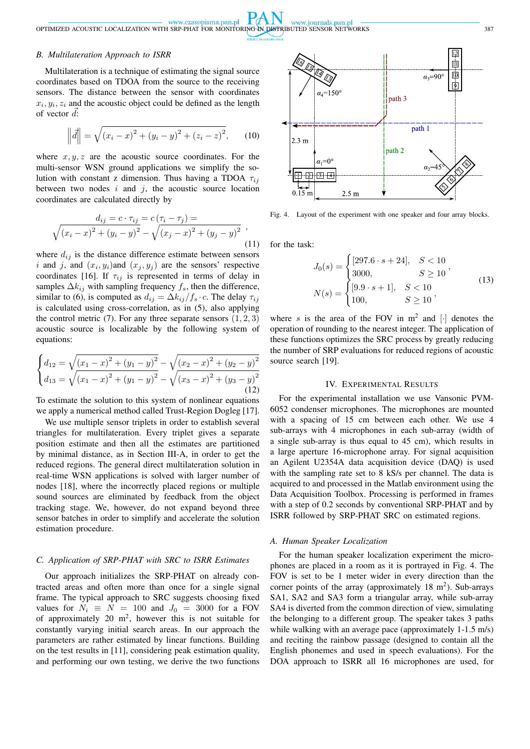### B. Multilateration Approach to ISRR

Multilateration is a technique of estimating the signal source coordinates based on TDOA from the source to the receiving sensors. The distance between the sensor with coordinates $x_i, y_i, z_i$ and the acoustic object could be defined as the length of vector $\vec{d}$:

$$\left\|\vec{d}\right\| = \sqrt{(x_i - x)^2 + (y_i - y)^2 + (z_i - z)^2}, \qquad (10)$$

where $x, y, z$ are the acoustic source coordinates. For the multi-sensor WSN ground applications we simplify the solution with constant z dimension. Thus having a TDOA $\tau_{ij}$ between two nodes $i$ and $j$, the acoustic source location coordinates are calculated directly by

$$\begin{gathered} d_{ij} = c \cdot \tau_{ij} = c\left(\tau_i - \tau_j\right) = \\ \sqrt{(x_i - x)^2 + (y_i - y)^2} - \sqrt{(x_j - x)^2 + (y_j - y)^2} \end{gathered}, \qquad (11)$$

where $d_{ij}$ is the distance difference estimate between sensors $i$ and $j$, and $(x_i, y_i)$and $(x_j, y_j)$ are the sensors' respective coordinates [16]. If $\tau_{ij}$ is represented in terms of delay in samples $\Delta k_{ij}$ with sampling frequency $f_s$, then the difference, similar to (6), is computed as $d_{ij} = \Delta k_{ij}/f_s \cdot c$. The delay $\tau_{ij}$ is calculated using cross-correlation, as in (5), also applying the control metric (7). For any three separate sensors $(1, 2, 3)$ acoustic source is localizable by the following system of equations:

$$\begin{cases} d_{12} = \sqrt{(x_1 - x)^2 + (y_1 - y)^2} - \sqrt{(x_2 - x)^2 + (y_2 - y)^2} \\ d_{13} = \sqrt{(x_1 - x)^2 + (y_1 - y)^2} - \sqrt{(x_3 - x)^2 + (y_3 - y)^2} \end{cases} \qquad (12)$$

To estimate the solution to this system of nonlinear equations we apply a numerical method called Trust-Region Dogleg [17].

We use multiple sensor triplets in order to establish several triangles for multilateration. Every triplet gives a separate position estimate and then all the estimates are partitioned by minimal distance, as in Section III-A, in order to get the reduced regions. The general direct multilateration solution in real-time WSN applications is solved with larger number of nodes [18], where the incorrectly placed regions or multiple sound sources are eliminated by feedback from the object tracking stage. We, however, do not expand beyond three sensor batches in order to simplify and accelerate the solution estimation procedure.

### C. Application of SRP-PHAT with SRC to ISRR Estimates

Our approach initializes the SRP-PHAT on already contracted areas and often more than once for a single signal frame. The typical approach to SRC suggests choosing fixed values for $N_i \equiv N = 100$ and $J_0 = 3000$ for a FOV of approximately 20 m$^2$, however this is not suitable for constantly varying initial search areas. In our approach the parameters are rather estimated by linear functions. Building on the test results in [11], considering peak estimation quality, and performing our own testing, we derive the two functions for the task:

$$\begin{aligned} J_0(s) &= \begin{cases} [297.6 \cdot s + 24], & S < 10 \\ 3000, & S \geq 10 \end{cases}, \\ N(s) &= \begin{cases} [9.9 \cdot s + 1], & S < 10 \\ 100, & S \geq 10 \end{cases}, \end{aligned} \qquad (13)$$

where $s$ is the area of the FOV in m$^2$ and $[\cdot]$ denotes the operation of rounding to the nearest integer. The application of these functions optimizes the SRC process by greatly reducing the number of SRP evaluations for reduced regions of acoustic source search [19].

Fig. 4. Layout of the experiment with one speaker and four array blocks.

## IV. Experimental Results

For the experimental installation we use Vansonic PVM-6052 condenser microphones. The microphones are mounted with a spacing of 15 cm between each other. We use 4 sub-arrays with 4 microphones in each sub-array (width of a single sub-array is thus equal to 45 cm), which results in a large aperture 16-microphone array. For signal acquisition an Agilent U2354A data acquisition device (DAQ) is used with the sampling rate set to 8 kS/s per channel. The data is acquired to and processed in the Matlab environment using the Data Acquisition Toolbox. Processing is performed in frames with a step of 0.2 seconds by conventional SRP-PHAT and by ISRR followed by SRP-PHAT SRC on estimated regions.

### A. Human Speaker Localization

For the human speaker localization experiment the microphones are placed in a room as it is portrayed in Fig. 4. The FOV is set to be 1 meter wider in every direction than the corner points of the array (approximately 18 m$^2$). Sub-arrays SA1, SA2 and SA3 form a triangular array, while sub-array SA4 is diverted from the common direction of view, simulating the belonging to a different group. The speaker takes 3 paths while walking with an average pace (approximately 1-1.5 m/s) and reciting the rainbow passage (designed to contain all the English phonemes and used in speech evaluations). For the DOA approach to ISRR all 16 microphones are used, for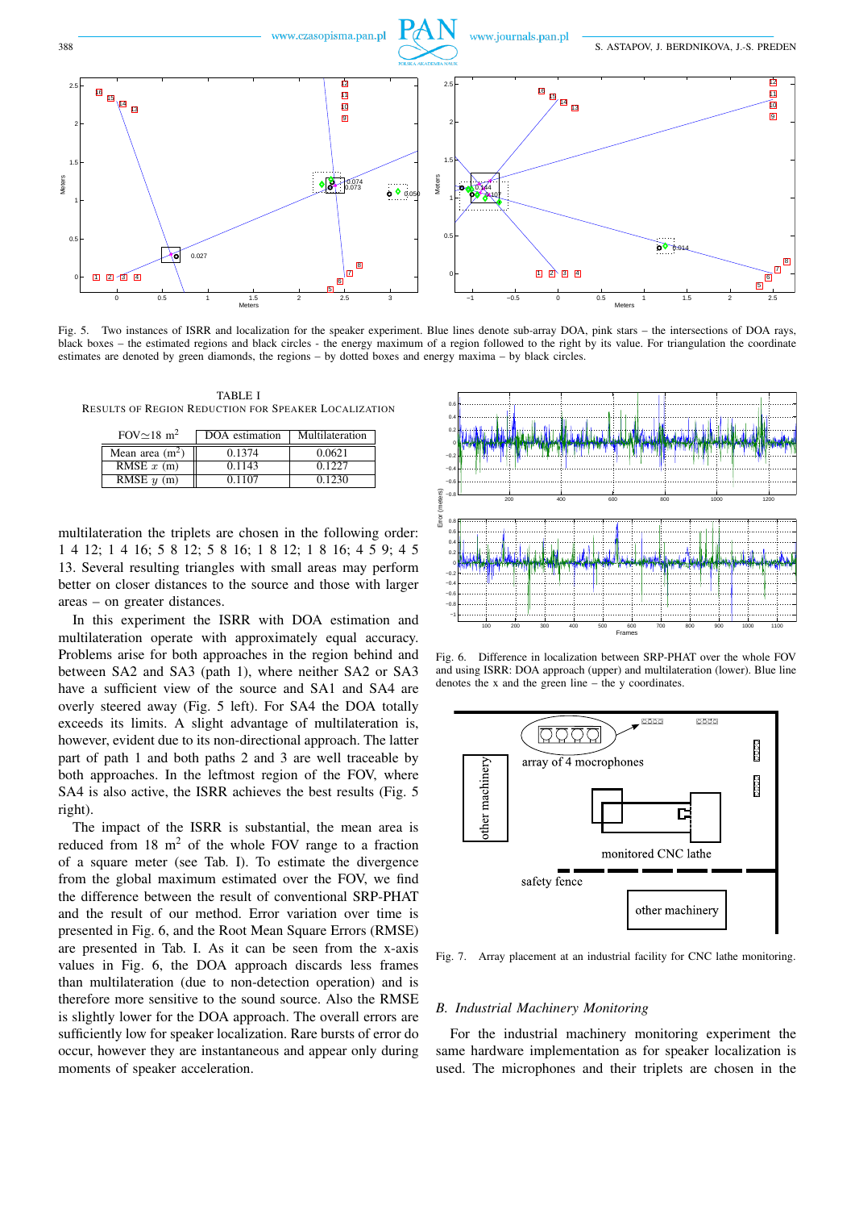Fig. 5. Two instances of ISRR and localization for the speaker experiment. Blue lines denote sub-array DOA, pink stars – the intersections of DOA rays, black boxes – the estimated regions and black circles – the energy maximum of a region followed to the right by its value. For triangulation the coordinate estimates are denoted by green diamonds, the regions – by dotted boxes and energy maxima – by black circles.

TABLE I
RESULTS OF REGION REDUCTION FOR SPEAKER LOCALIZATION

| FOV≃18 m$^2$ | DOA estimation | Multilateration |
|---|---|---|
| Mean area (m$^2$) | 0.1374 | 0.0621 |
| RMSE $x$ (m) | 0.1143 | 0.1227 |
| RMSE $y$ (m) | 0.1107 | 0.1230 |

multilateration the triplets are chosen in the following order: 1 4 12; 1 4 16; 5 8 12; 5 8 16; 1 8 12; 1 8 16; 4 5 9; 4 5 13. Several resulting triangles with small areas may perform better on closer distances to the source and those with larger areas – on greater distances.

In this experiment the ISRR with DOA estimation and multilateration operate with approximately equal accuracy. Problems arise for both approaches in the region behind and between SA2 and SA3 (path 1), where neither SA2 or SA3 have a sufficient view of the source and SA1 and SA4 are overly steered away (Fig. 5 left). For SA4 the DOA totally exceeds its limits. A slight advantage of multilateration is, however, evident due to its non-directional approach. The latter part of path 1 and both paths 2 and 3 are well traceable by both approaches. In the leftmost region of the FOV, where SA4 is also active, the ISRR achieves the best results (Fig. 5 right).

The impact of the ISRR is substantial, the mean area is reduced from 18 m$^2$ of the whole FOV range to a fraction of a square meter (see Tab. I). To estimate the divergence from the global maximum estimated over the FOV, we find the difference between the result of conventional SRP-PHAT and the result of our method. Error variation over time is presented in Fig. 6, and the Root Mean Square Errors (RMSE) are presented in Tab. I. As it can be seen from the x-axis values in Fig. 6, the DOA approach discards less frames than multilateration (due to non-detection operation) and is therefore more sensitive to the sound source. Also the RMSE is slightly lower for the DOA approach. The overall errors are sufficiently low for speaker localization. Rare bursts of error do occur, however they are instantaneous and appear only during moments of speaker acceleration.

Fig. 6. Difference in localization between SRP-PHAT over the whole FOV and using ISRR: DOA approach (upper) and multilateration (lower). Blue line denotes the x and the green line – the y coordinates.

Fig. 7. Array placement at an industrial facility for CNC lathe monitoring.

### B. Industrial Machinery Monitoring

For the industrial machinery monitoring experiment the same hardware implementation as for speaker localization is used. The microphones and their triplets are chosen in the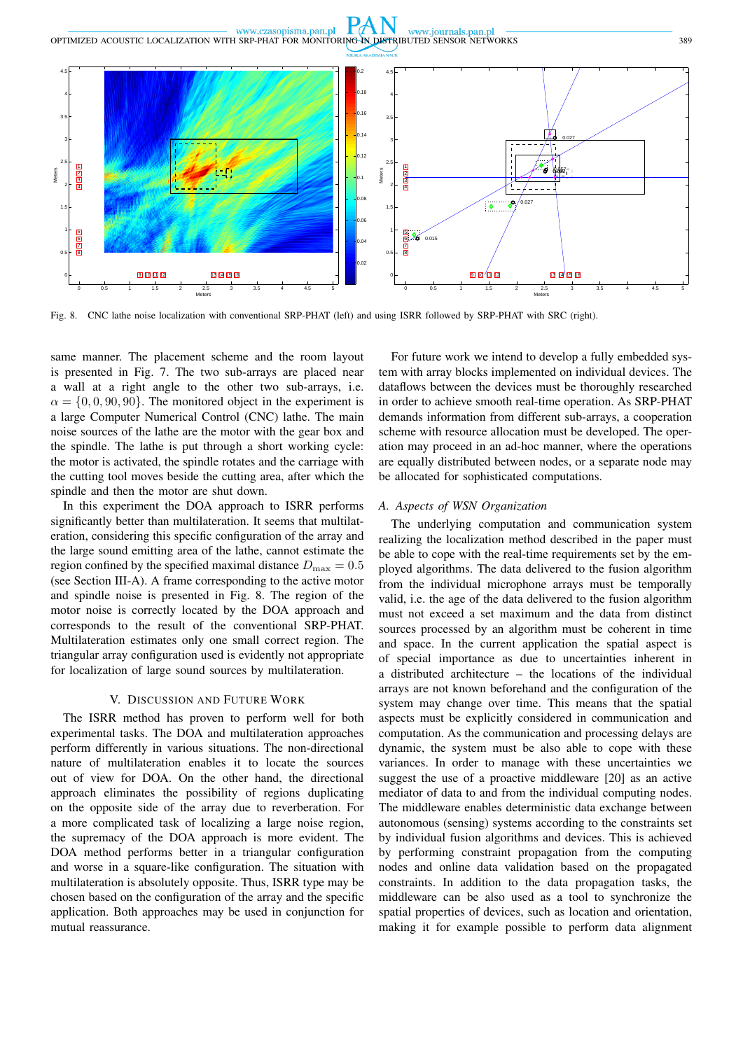Fig. 8. CNC lathe noise localization with conventional SRP-PHAT (left) and using ISRR followed by SRP-PHAT with SRC (right).

same manner. The placement scheme and the room layout is presented in Fig. 7. The two sub-arrays are placed near a wall at a right angle to the other two sub-arrays, i.e. $\alpha = \{0, 0, 90, 90\}$. The monitored object in the experiment is a large Computer Numerical Control (CNC) lathe. The main noise sources of the lathe are the motor with the gear box and the spindle. The lathe is put through a short working cycle: the motor is activated, the spindle rotates and the carriage with the cutting tool moves beside the cutting area, after which the spindle and then the motor are shut down.

In this experiment the DOA approach to ISRR performs significantly better than multilateration. It seems that multilateration, considering this specific configuration of the array and the large sound emitting area of the lathe, cannot estimate the region confined by the specified maximal distance $D_{\max} = 0.5$ (see Section III-A). A frame corresponding to the active motor and spindle noise is presented in Fig. 8. The region of the motor noise is correctly located by the DOA approach and corresponds to the result of the conventional SRP-PHAT. Multilateration estimates only one small correct region. The triangular array configuration used is evidently not appropriate for localization of large sound sources by multilateration.

## V. Discussion and Future Work

The ISRR method has proven to perform well for both experimental tasks. The DOA and multilateration approaches perform differently in various situations. The non-directional nature of multilateration enables it to locate the sources out of view for DOA. On the other hand, the directional approach eliminates the possibility of regions duplicating on the opposite side of the array due to reverberation. For a more complicated task of localizing a large noise region, the supremacy of the DOA approach is more evident. The DOA method performs better in a triangular configuration and worse in a square-like configuration. The situation with multilateration is absolutely opposite. Thus, ISRR type may be chosen based on the configuration of the array and the specific application. Both approaches may be used in conjunction for mutual reassurance.

For future work we intend to develop a fully embedded system with array blocks implemented on individual devices. The dataflows between the devices must be thoroughly researched in order to achieve smooth real-time operation. As SRP-PHAT demands information from different sub-arrays, a cooperation scheme with resource allocation must be developed. The operation may proceed in an ad-hoc manner, where the operations are equally distributed between nodes, or a separate node may be allocated for sophisticated computations.

### A. Aspects of WSN Organization

The underlying computation and communication system realizing the localization method described in the paper must be able to cope with the real-time requirements set by the employed algorithms. The data delivered to the fusion algorithm from the individual microphone arrays must be temporally valid, i.e. the age of the data delivered to the fusion algorithm must not exceed a set maximum and the data from distinct sources processed by an algorithm must be coherent in time and space. In the current application the spatial aspect is of special importance as due to uncertainties inherent in a distributed architecture – the locations of the individual arrays are not known beforehand and the configuration of the system may change over time. This means that the spatial aspects must be explicitly considered in communication and computation. As the communication and processing delays are dynamic, the system must be also able to cope with these variances. In order to manage with these uncertainties we suggest the use of a proactive middleware [20] as an active mediator of data to and from the individual computing nodes. The middleware enables deterministic data exchange between autonomous (sensing) systems according to the constraints set by individual fusion algorithms and devices. This is achieved by performing constraint propagation from the computing nodes and online data validation based on the propagated constraints. In addition to the data propagation tasks, the middleware can be also used as a tool to synchronize the spatial properties of devices, such as location and orientation, making it for example possible to perform data alignment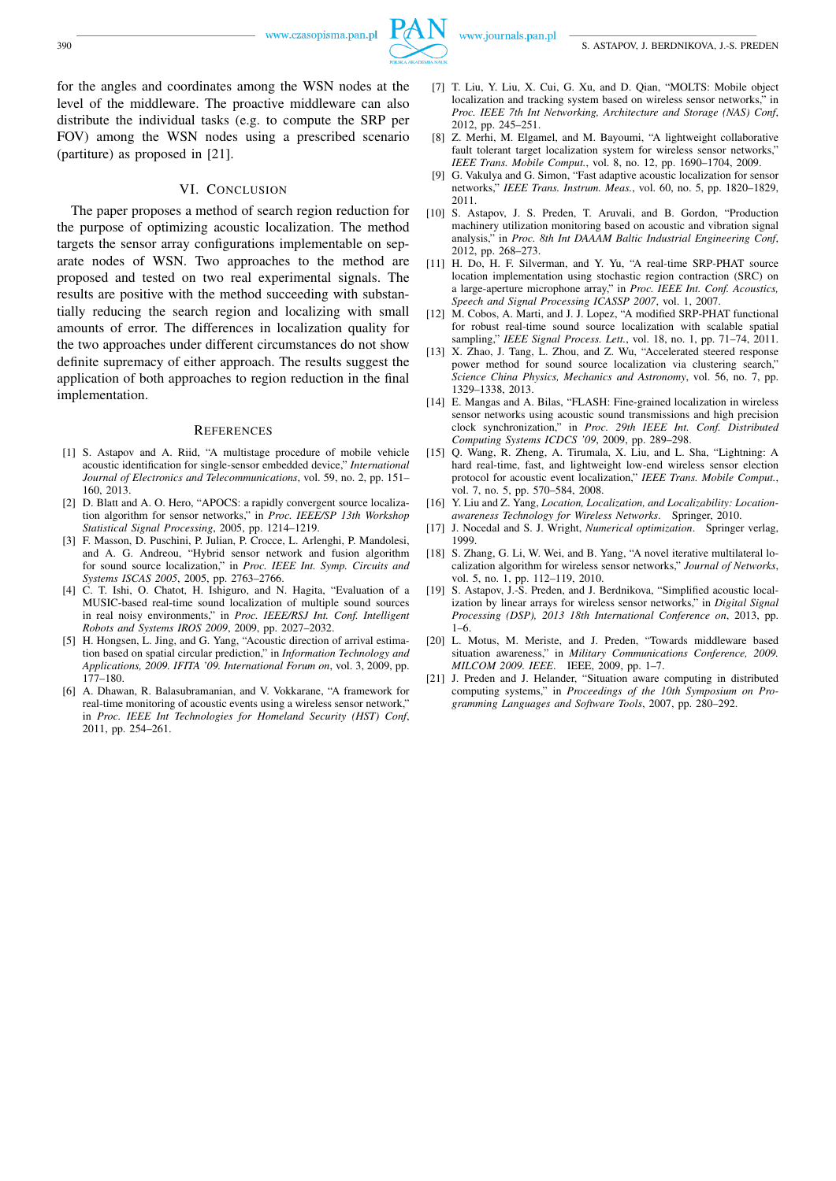for the angles and coordinates among the WSN nodes at the level of the middleware. The proactive middleware can also distribute the individual tasks (e.g. to compute the SRP per FOV) among the WSN nodes using a prescribed scenario (partiture) as proposed in [21].

## VI. Conclusion

The paper proposes a method of search region reduction for the purpose of optimizing acoustic localization. The method targets the sensor array configurations implementable on separate nodes of WSN. Two approaches to the method are proposed and tested on two real experimental signals. The results are positive with the method succeeding with substantially reducing the search region and localizing with small amounts of error. The differences in localization quality for the two approaches under different circumstances do not show definite supremacy of either approach. The results suggest the application of both approaches to region reduction in the final implementation.

## References

[1] S. Astapov and A. Riid, "A multistage procedure of mobile vehicle acoustic identification for single-sensor embedded device," *International Journal of Electronics and Telecommunications*, vol. 59, no. 2, pp. 151–160, 2013.

[2] D. Blatt and A. O. Hero, "APOCS: a rapidly convergent source localization algorithm for sensor networks," in *Proc. IEEE/SP 13th Workshop Statistical Signal Processing*, 2005, pp. 1214–1219.

[3] F. Masson, D. Puschini, P. Julian, P. Crocce, L. Arlenghi, P. Mandolesi, and A. G. Andreou, "Hybrid sensor network and fusion algorithm for sound source localization," in *Proc. IEEE Int. Symp. Circuits and Systems ISCAS 2005*, 2005, pp. 2763–2766.

[4] C. T. Ishi, O. Chatot, H. Ishiguro, and N. Hagita, "Evaluation of a MUSIC-based real-time sound localization of multiple sound sources in real noisy environments," in *Proc. IEEE/RSJ Int. Conf. Intelligent Robots and Systems IROS 2009*, 2009, pp. 2027–2032.

[5] H. Hongsen, L. Jing, and G. Yang, "Acoustic direction of arrival estimation based on spatial circular prediction," in *Information Technology and Applications, 2009. IFITA '09. International Forum on*, vol. 3, 2009, pp. 177–180.

[6] A. Dhawan, R. Balasubramanian, and V. Vokkarane, "A framework for real-time monitoring of acoustic events using a wireless sensor network," in *Proc. IEEE Int Technologies for Homeland Security (HST) Conf*, 2011, pp. 254–261.

[7] T. Liu, Y. Liu, X. Cui, G. Xu, and D. Qian, "MOLTS: Mobile object localization and tracking system based on wireless sensor networks," in *Proc. IEEE 7th Int Networking, Architecture and Storage (NAS) Conf*, 2012, pp. 245–251.

[8] Z. Merhi, M. Elgamel, and M. Bayoumi, "A lightweight collaborative fault tolerant target localization system for wireless sensor networks," *IEEE Trans. Mobile Comput.*, vol. 8, no. 12, pp. 1690–1704, 2009.

[9] G. Vakulya and G. Simon, "Fast adaptive acoustic localization for sensor networks," *IEEE Trans. Instrum. Meas.*, vol. 60, no. 5, pp. 1820–1829, 2011.

[10] S. Astapov, J. S. Preden, T. Aruvali, and B. Gordon, "Production machinery utilization monitoring based on acoustic and vibration signal analysis," in *Proc. 8th Int DAAAM Baltic Industrial Engineering Conf*, 2012, pp. 268–273.

[11] H. Do, H. F. Silverman, and Y. Yu, "A real-time SRP-PHAT source location implementation using stochastic region contraction (SRC) on a large-aperture microphone array," in *Proc. IEEE Int. Conf. Acoustics, Speech and Signal Processing ICASSP 2007*, vol. 1, 2007.

[12] M. Cobos, A. Marti, and J. J. Lopez, "A modified SRP-PHAT functional for robust real-time sound source localization with scalable spatial sampling," *IEEE Signal Process. Lett.*, vol. 18, no. 1, pp. 71–74, 2011.

[13] X. Zhao, J. Tang, L. Zhou, and Z. Wu, "Accelerated steered response power method for sound source localization via clustering search," *Science China Physics, Mechanics and Astronomy*, vol. 56, no. 7, pp. 1329–1338, 2013.

[14] E. Mangas and A. Bilas, "FLASH: Fine-grained localization in wireless sensor networks using acoustic sound transmissions and high precision clock synchronization," in *Proc. 29th IEEE Int. Conf. Distributed Computing Systems ICDCS '09*, 2009, pp. 289–298.

[15] Q. Wang, R. Zheng, A. Tirumala, X. Liu, and L. Sha, "Lightning: A hard real-time, fast, and lightweight low-end wireless sensor election protocol for acoustic event localization," *IEEE Trans. Mobile Comput.*, vol. 7, no. 5, pp. 570–584, 2008.

[16] Y. Liu and Z. Yang, *Location, Localization, and Localizability: Location-awareness Technology for Wireless Networks*. Springer, 2010.

[17] J. Nocedal and S. J. Wright, *Numerical optimization*. Springer verlag, 1999.

[18] S. Zhang, G. Li, W. Wei, and B. Yang, "A novel iterative multilateral localization algorithm for wireless sensor networks," *Journal of Networks*, vol. 5, no. 1, pp. 112–119, 2010.

[19] S. Astapov, J.-S. Preden, and J. Berdnikova, "Simplified acoustic localization by linear arrays for wireless sensor networks," in *Digital Signal Processing (DSP), 2013 18th International Conference on*, 2013, pp. 1–6.

[20] L. Motus, M. Meriste, and J. Preden, "Towards middleware based situation awareness," in *Military Communications Conference, 2009. MILCOM 2009. IEEE*. IEEE, 2009, pp. 1–7.

[21] J. Preden and J. Helander, "Situation aware computing in distributed computing systems," in *Proceedings of the 10th Symposium on Programming Languages and Software Tools*, 2007, pp. 280–292.